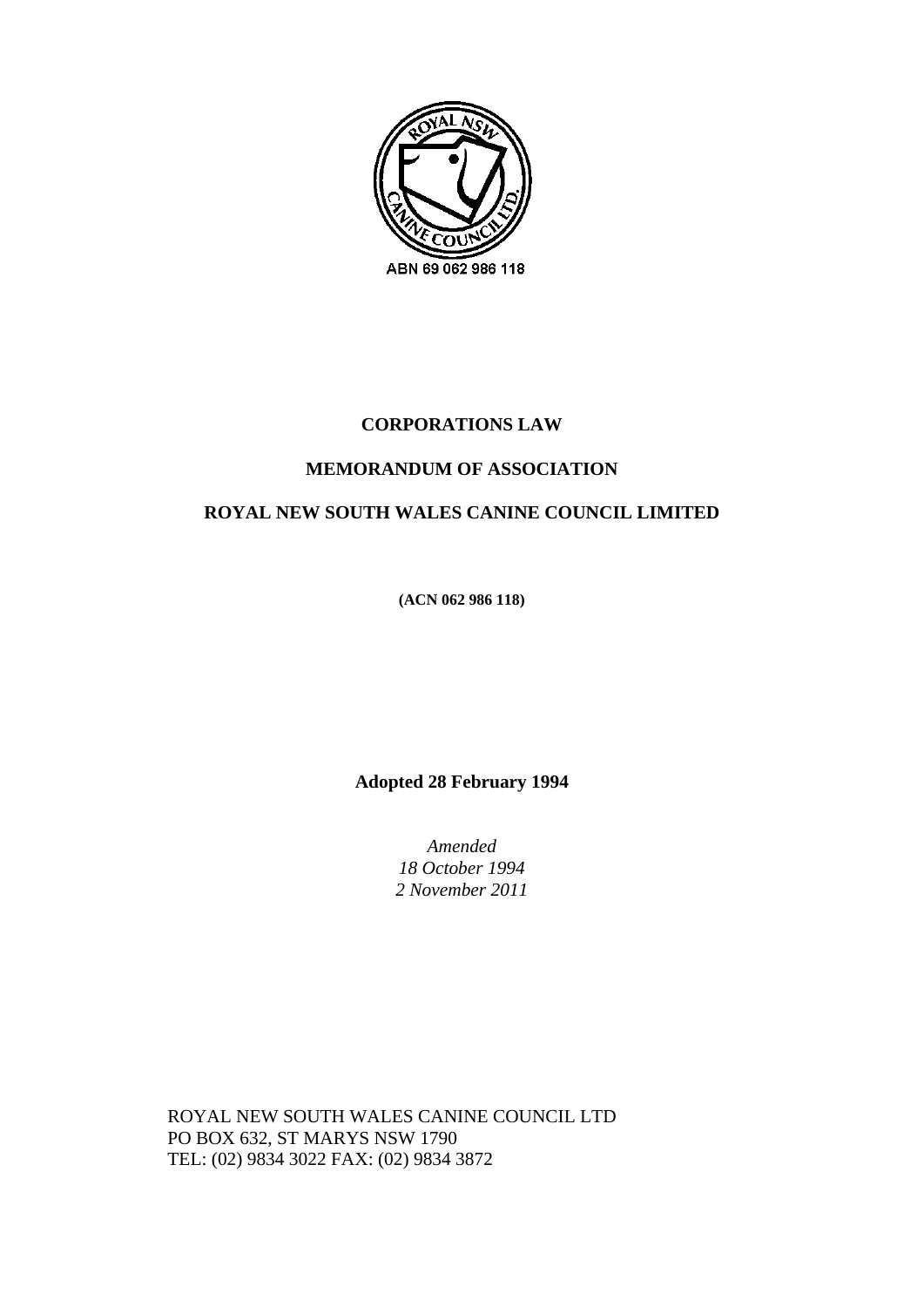ABN 69 062 986 118

# CORPORATIONS LAW

## MEMORANDUM OF ASSOCIATION

## ROYAL NEW SOUTH WALES CANINE COUNCIL LIMITED

**(ACN 062 986 118)**

**Adopted 28 February 1994**

*Amended*
*18 October 1994*
*2 November 2011*

ROYAL NEW SOUTH WALES CANINE COUNCIL LTD
PO BOX 632, ST MARYS NSW 1790
TEL: (02) 9834 3022 FAX: (02) 9834 3872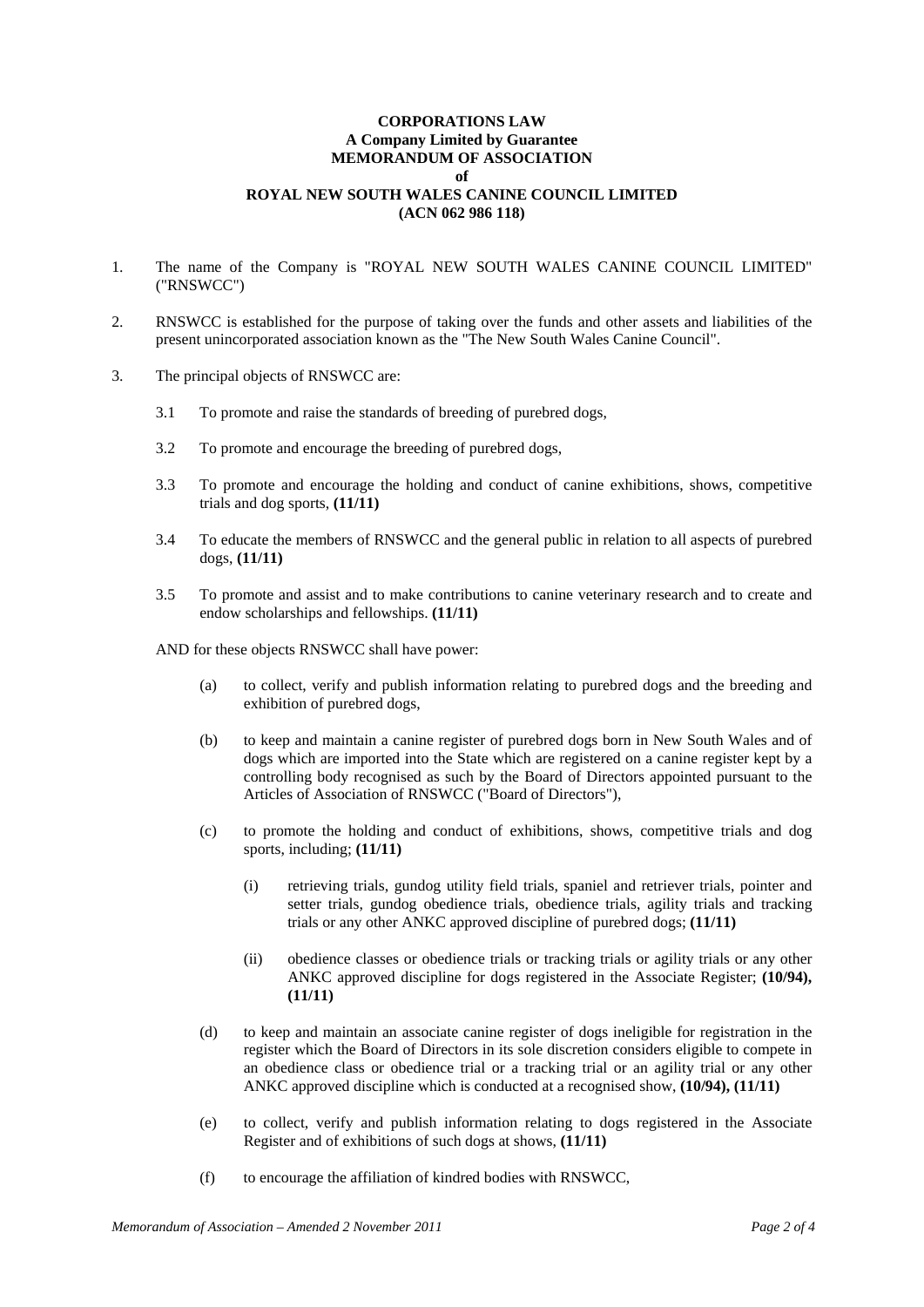**CORPORATIONS LAW**
**A Company Limited by Guarantee**
**MEMORANDUM OF ASSOCIATION**
**of**
**ROYAL NEW SOUTH WALES CANINE COUNCIL LIMITED**
**(ACN 062 986 118)**

1. The name of the Company is "ROYAL NEW SOUTH WALES CANINE COUNCIL LIMITED" ("RNSWCC")

2. RNSWCC is established for the purpose of taking over the funds and other assets and liabilities of the present unincorporated association known as the "The New South Wales Canine Council".

3. The principal objects of RNSWCC are:

   3.1 To promote and raise the standards of breeding of purebred dogs,

   3.2 To promote and encourage the breeding of purebred dogs,

   3.3 To promote and encourage the holding and conduct of canine exhibitions, shows, competitive trials and dog sports, **(11/11)**

   3.4 To educate the members of RNSWCC and the general public in relation to all aspects of purebred dogs, **(11/11)**

   3.5 To promote and assist and to make contributions to canine veterinary research and to create and endow scholarships and fellowships. **(11/11)**

   AND for these objects RNSWCC shall have power:

   (a) to collect, verify and publish information relating to purebred dogs and the breeding and exhibition of purebred dogs,

   (b) to keep and maintain a canine register of purebred dogs born in New South Wales and of dogs which are imported into the State which are registered on a canine register kept by a controlling body recognised as such by the Board of Directors appointed pursuant to the Articles of Association of RNSWCC ("Board of Directors"),

   (c) to promote the holding and conduct of exhibitions, shows, competitive trials and dog sports, including; **(11/11)**

      (i) retrieving trials, gundog utility field trials, spaniel and retriever trials, pointer and setter trials, gundog obedience trials, obedience trials, agility trials and tracking trials or any other ANKC approved discipline of purebred dogs; **(11/11)**

      (ii) obedience classes or obedience trials or tracking trials or agility trials or any other ANKC approved discipline for dogs registered in the Associate Register; **(10/94), (11/11)**

   (d) to keep and maintain an associate canine register of dogs ineligible for registration in the register which the Board of Directors in its sole discretion considers eligible to compete in an obedience class or obedience trial or a tracking trial or an agility trial or any other ANKC approved discipline which is conducted at a recognised show, **(10/94), (11/11)**

   (e) to collect, verify and publish information relating to dogs registered in the Associate Register and of exhibitions of such dogs at shows, **(11/11)**

   (f) to encourage the affiliation of kindred bodies with RNSWCC,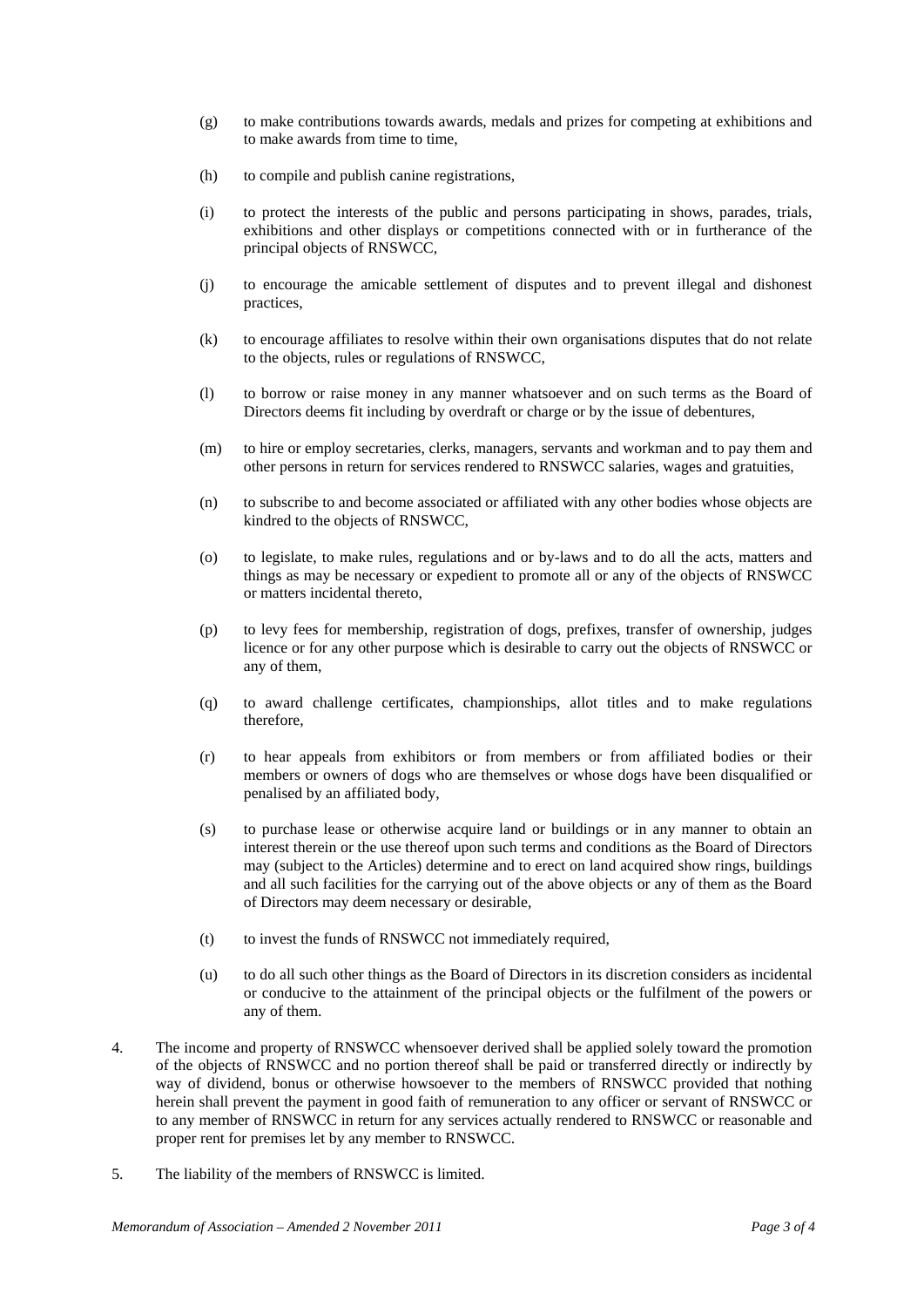(g) to make contributions towards awards, medals and prizes for competing at exhibitions and to make awards from time to time,

(h) to compile and publish canine registrations,

(i) to protect the interests of the public and persons participating in shows, parades, trials, exhibitions and other displays or competitions connected with or in furtherance of the principal objects of RNSWCC,

(j) to encourage the amicable settlement of disputes and to prevent illegal and dishonest practices,

(k) to encourage affiliates to resolve within their own organisations disputes that do not relate to the objects, rules or regulations of RNSWCC,

(l) to borrow or raise money in any manner whatsoever and on such terms as the Board of Directors deems fit including by overdraft or charge or by the issue of debentures,

(m) to hire or employ secretaries, clerks, managers, servants and workman and to pay them and other persons in return for services rendered to RNSWCC salaries, wages and gratuities,

(n) to subscribe to and become associated or affiliated with any other bodies whose objects are kindred to the objects of RNSWCC,

(o) to legislate, to make rules, regulations and or by-laws and to do all the acts, matters and things as may be necessary or expedient to promote all or any of the objects of RNSWCC or matters incidental thereto,

(p) to levy fees for membership, registration of dogs, prefixes, transfer of ownership, judges licence or for any other purpose which is desirable to carry out the objects of RNSWCC or any of them,

(q) to award challenge certificates, championships, allot titles and to make regulations therefore,

(r) to hear appeals from exhibitors or from members or from affiliated bodies or their members or owners of dogs who are themselves or whose dogs have been disqualified or penalised by an affiliated body,

(s) to purchase lease or otherwise acquire land or buildings or in any manner to obtain an interest therein or the use thereof upon such terms and conditions as the Board of Directors may (subject to the Articles) determine and to erect on land acquired show rings, buildings and all such facilities for the carrying out of the above objects or any of them as the Board of Directors may deem necessary or desirable,

(t) to invest the funds of RNSWCC not immediately required,

(u) to do all such other things as the Board of Directors in its discretion considers as incidental or conducive to the attainment of the principal objects or the fulfilment of the powers or any of them.

4. The income and property of RNSWCC whensoever derived shall be applied solely toward the promotion of the objects of RNSWCC and no portion thereof shall be paid or transferred directly or indirectly by way of dividend, bonus or otherwise howsoever to the members of RNSWCC provided that nothing herein shall prevent the payment in good faith of remuneration to any officer or servant of RNSWCC or to any member of RNSWCC in return for any services actually rendered to RNSWCC or reasonable and proper rent for premises let by any member to RNSWCC.

5. The liability of the members of RNSWCC is limited.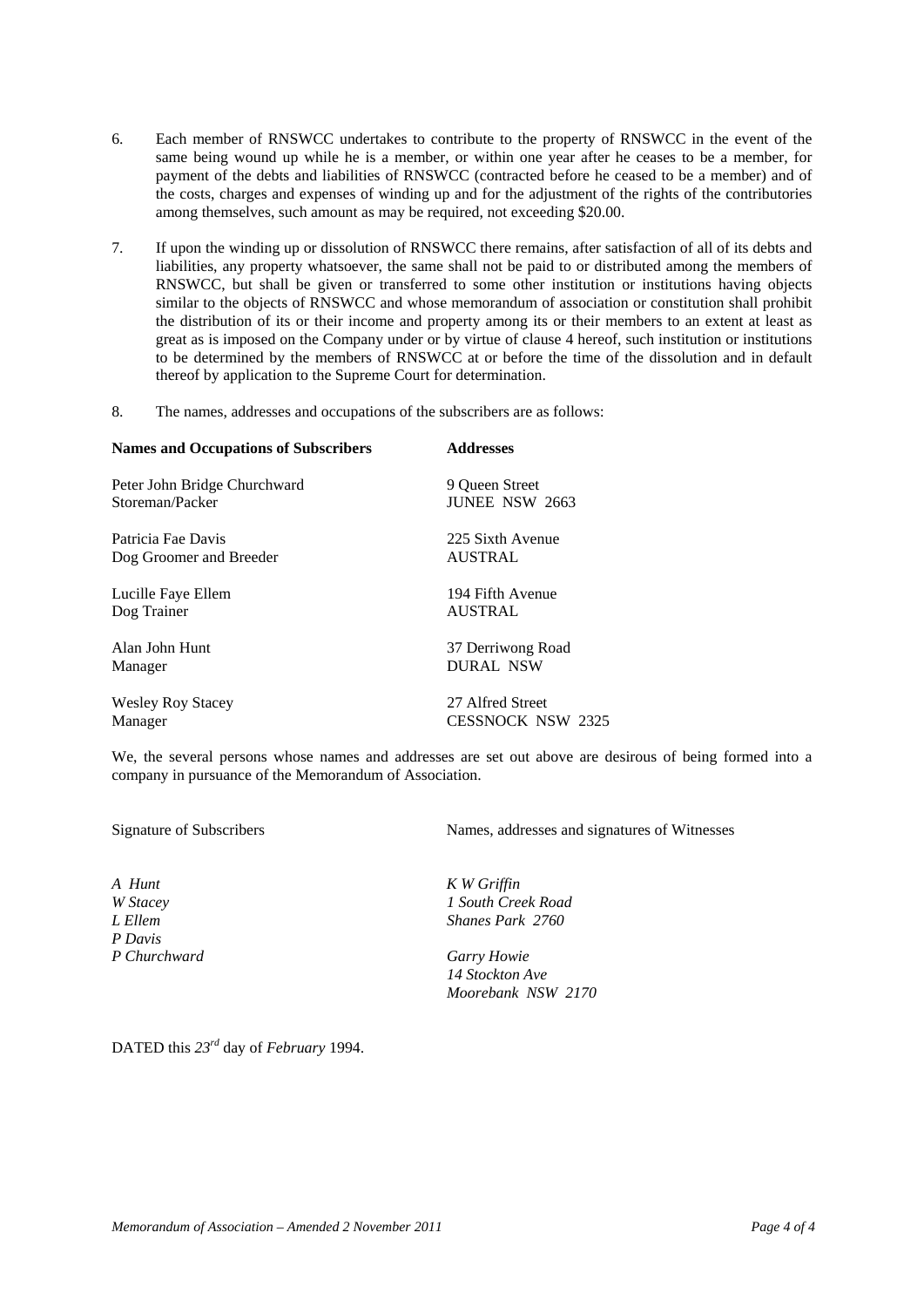6. Each member of RNSWCC undertakes to contribute to the property of RNSWCC in the event of the same being wound up while he is a member, or within one year after he ceases to be a member, for payment of the debts and liabilities of RNSWCC (contracted before he ceased to be a member) and of the costs, charges and expenses of winding up and for the adjustment of the rights of the contributories among themselves, such amount as may be required, not exceeding $20.00.

7. If upon the winding up or dissolution of RNSWCC there remains, after satisfaction of all of its debts and liabilities, any property whatsoever, the same shall not be paid to or distributed among the members of RNSWCC, but shall be given or transferred to some other institution or institutions having objects similar to the objects of RNSWCC and whose memorandum of association or constitution shall prohibit the distribution of its or their income and property among its or their members to an extent at least as great as is imposed on the Company under or by virtue of clause 4 hereof, such institution or institutions to be determined by the members of RNSWCC at or before the time of the dissolution and in default thereof by application to the Supreme Court for determination.

8. The names, addresses and occupations of the subscribers are as follows:

| **Names and Occupations of Subscribers** | **Addresses** |
|---|---|
| Peter John Bridge Churchward<br>Storeman/Packer | 9 Queen Street<br>JUNEE NSW 2663 |
| Patricia Fae Davis<br>Dog Groomer and Breeder | 225 Sixth Avenue<br>AUSTRAL |
| Lucille Faye Ellem<br>Dog Trainer | 194 Fifth Avenue<br>AUSTRAL |
| Alan John Hunt<br>Manager | 37 Derriwong Road<br>DURAL NSW |
| Wesley Roy Stacey<br>Manager | 27 Alfred Street<br>CESSNOCK NSW 2325 |

We, the several persons whose names and addresses are set out above are desirous of being formed into a company in pursuance of the Memorandum of Association.

| Signature of Subscribers | Names, addresses and signatures of Witnesses |
|---|---|
| *A Hunt*<br>*W Stacey*<br>*L Ellem*<br>*P Davis*<br>*P Churchward* | *K W Griffin*<br>*1 South Creek Road*<br>*Shanes Park 2760*<br><br>*Garry Howie*<br>*14 Stockton Ave*<br>*Moorebank NSW 2170* |

DATED this *23rd* day of *February* 1994.